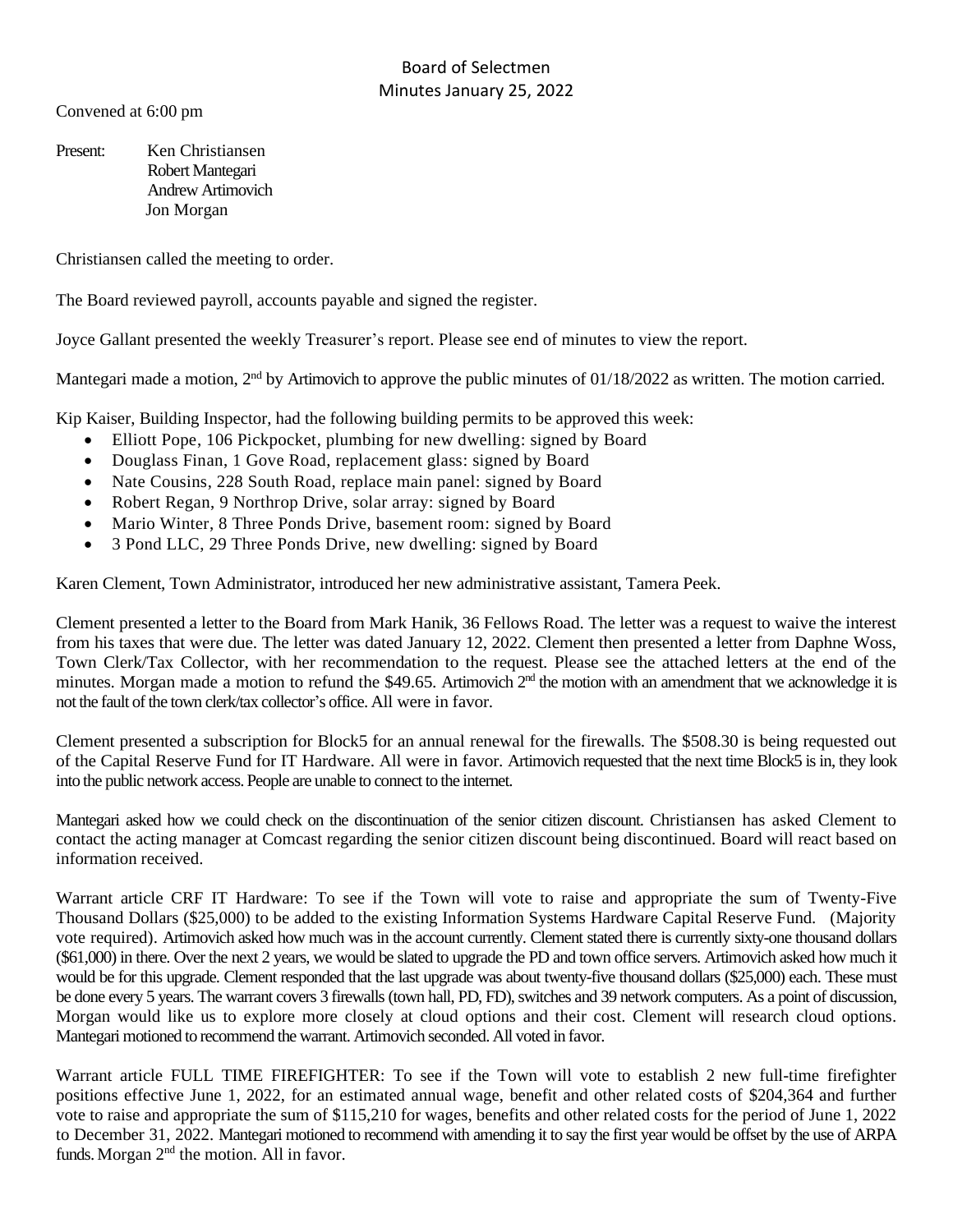# Board of Selectmen
## Minutes January 25, 2022

Convened at 6:00 pm

Present: Ken Christiansen
Robert Mantegari
Andrew Artimovich
Jon Morgan

Christiansen called the meeting to order.

The Board reviewed payroll, accounts payable and signed the register.

Joyce Gallant presented the weekly Treasurer's report. Please see end of minutes to view the report.

Mantegari made a motion, 2nd by Artimovich to approve the public minutes of 01/18/2022 as written. The motion carried.

Kip Kaiser, Building Inspector, had the following building permits to be approved this week:

- Elliott Pope, 106 Pickpocket, plumbing for new dwelling: signed by Board
- Douglass Finan, 1 Gove Road, replacement glass: signed by Board
- Nate Cousins, 228 South Road, replace main panel: signed by Board
- Robert Regan, 9 Northrop Drive, solar array: signed by Board
- Mario Winter, 8 Three Ponds Drive, basement room: signed by Board
- 3 Pond LLC, 29 Three Ponds Drive, new dwelling: signed by Board

Karen Clement, Town Administrator, introduced her new administrative assistant, Tamera Peek.

Clement presented a letter to the Board from Mark Hanik, 36 Fellows Road. The letter was a request to waive the interest from his taxes that were due. The letter was dated January 12, 2022. Clement then presented a letter from Daphne Woss, Town Clerk/Tax Collector, with her recommendation to the request. Please see the attached letters at the end of the minutes. Morgan made a motion to refund the $49.65. Artimovich 2nd the motion with an amendment that we acknowledge it is not the fault of the town clerk/tax collector's office. All were in favor.

Clement presented a subscription for Block5 for an annual renewal for the firewalls. The $508.30 is being requested out of the Capital Reserve Fund for IT Hardware. All were in favor. Artimovich requested that the next time Block5 is in, they look into the public network access. People are unable to connect to the internet.

Mantegari asked how we could check on the discontinuation of the senior citizen discount. Christiansen has asked Clement to contact the acting manager at Comcast regarding the senior citizen discount being discontinued. Board will react based on information received.

Warrant article CRF IT Hardware: To see if the Town will vote to raise and appropriate the sum of Twenty-Five Thousand Dollars ($25,000) to be added to the existing Information Systems Hardware Capital Reserve Fund. (Majority vote required). Artimovich asked how much was in the account currently. Clement stated there is currently sixty-one thousand dollars ($61,000) in there. Over the next 2 years, we would be slated to upgrade the PD and town office servers. Artimovich asked how much it would be for this upgrade. Clement responded that the last upgrade was about twenty-five thousand dollars ($25,000) each. These must be done every 5 years. The warrant covers 3 firewalls (town hall, PD, FD), switches and 39 network computers. As a point of discussion, Morgan would like us to explore more closely at cloud options and their cost. Clement will research cloud options. Mantegari motioned to recommend the warrant. Artimovich seconded. All voted in favor.

Warrant article FULL TIME FIREFIGHTER: To see if the Town will vote to establish 2 new full-time firefighter positions effective June 1, 2022, for an estimated annual wage, benefit and other related costs of $204,364 and further vote to raise and appropriate the sum of $115,210 for wages, benefits and other related costs for the period of June 1, 2022 to December 31, 2022. Mantegari motioned to recommend with amending it to say the first year would be offset by the use of ARPA funds. Morgan 2nd the motion. All in favor.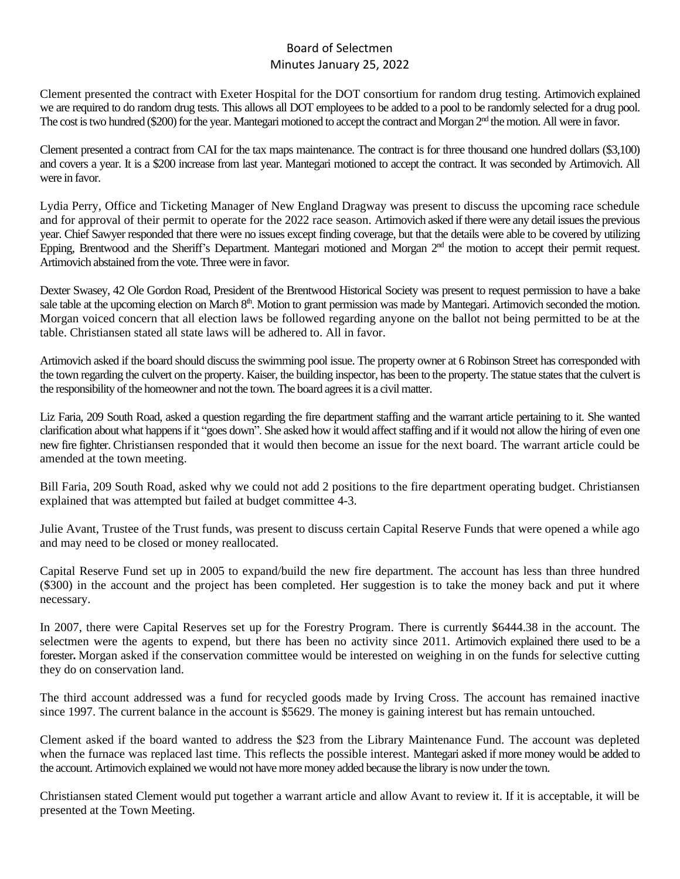Board of Selectmen
Minutes January 25, 2022

Clement presented the contract with Exeter Hospital for the DOT consortium for random drug testing. Artimovich explained we are required to do random drug tests. This allows all DOT employees to be added to a pool to be randomly selected for a drug pool. The cost is two hundred ($200) for the year. Mantegari motioned to accept the contract and Morgan 2nd the motion. All were in favor.

Clement presented a contract from CAI for the tax maps maintenance. The contract is for three thousand one hundred dollars ($3,100) and covers a year. It is a $200 increase from last year. Mantegari motioned to accept the contract. It was seconded by Artimovich. All were in favor.

Lydia Perry, Office and Ticketing Manager of New England Dragway was present to discuss the upcoming race schedule and for approval of their permit to operate for the 2022 race season. Artimovich asked if there were any detail issues the previous year. Chief Sawyer responded that there were no issues except finding coverage, but that the details were able to be covered by utilizing Epping, Brentwood and the Sheriff's Department. Mantegari motioned and Morgan 2nd the motion to accept their permit request. Artimovich abstained from the vote. Three were in favor.

Dexter Swasey, 42 Ole Gordon Road, President of the Brentwood Historical Society was present to request permission to have a bake sale table at the upcoming election on March 8th. Motion to grant permission was made by Mantegari. Artimovich seconded the motion. Morgan voiced concern that all election laws be followed regarding anyone on the ballot not being permitted to be at the table. Christiansen stated all state laws will be adhered to. All in favor.

Artimovich asked if the board should discuss the swimming pool issue. The property owner at 6 Robinson Street has corresponded with the town regarding the culvert on the property. Kaiser, the building inspector, has been to the property. The statue states that the culvert is the responsibility of the homeowner and not the town. The board agrees it is a civil matter.

Liz Faria, 209 South Road, asked a question regarding the fire department staffing and the warrant article pertaining to it. She wanted clarification about what happens if it "goes down". She asked how it would affect staffing and if it would not allow the hiring of even one new fire fighter. Christiansen responded that it would then become an issue for the next board. The warrant article could be amended at the town meeting.

Bill Faria, 209 South Road, asked why we could not add 2 positions to the fire department operating budget. Christiansen explained that was attempted but failed at budget committee 4-3.

Julie Avant, Trustee of the Trust funds, was present to discuss certain Capital Reserve Funds that were opened a while ago and may need to be closed or money reallocated.

Capital Reserve Fund set up in 2005 to expand/build the new fire department. The account has less than three hundred ($300) in the account and the project has been completed. Her suggestion is to take the money back and put it where necessary.

In 2007, there were Capital Reserves set up for the Forestry Program. There is currently $6444.38 in the account. The selectmen were the agents to expend, but there has been no activity since 2011. Artimovich explained there used to be a forester**.** Morgan asked if the conservation committee would be interested on weighing in on the funds for selective cutting they do on conservation land.

The third account addressed was a fund for recycled goods made by Irving Cross. The account has remained inactive since 1997. The current balance in the account is $5629. The money is gaining interest but has remain untouched.

Clement asked if the board wanted to address the $23 from the Library Maintenance Fund. The account was depleted when the furnace was replaced last time. This reflects the possible interest. Mantegari asked if more money would be added to the account. Artimovich explained we would not have more money added because the library is now under the town.

Christiansen stated Clement would put together a warrant article and allow Avant to review it. If it is acceptable, it will be presented at the Town Meeting.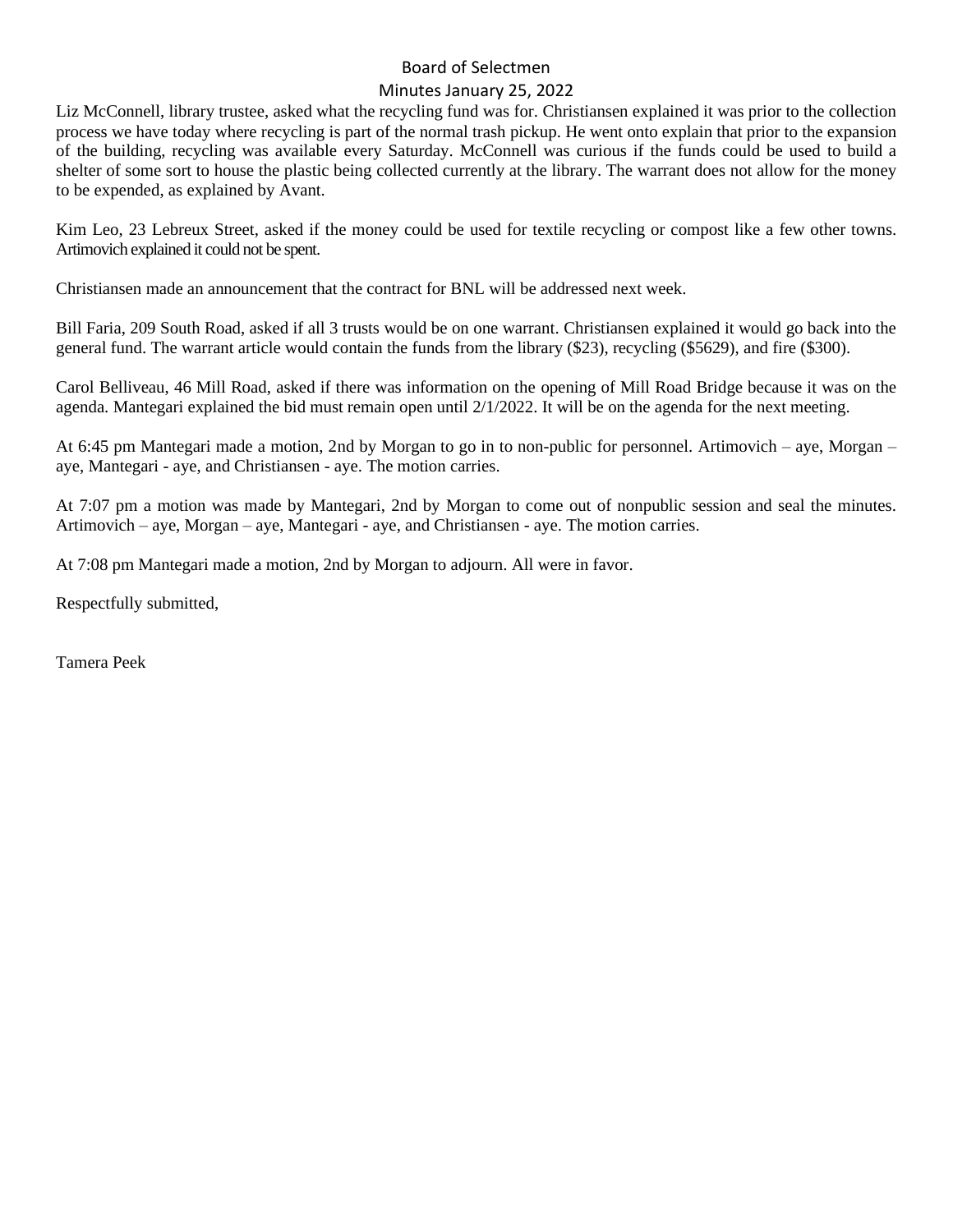Liz McConnell, library trustee, asked what the recycling fund was for. Christiansen explained it was prior to the collection process we have today where recycling is part of the normal trash pickup. He went onto explain that prior to the expansion of the building, recycling was available every Saturday. McConnell was curious if the funds could be used to build a shelter of some sort to house the plastic being collected currently at the library. The warrant does not allow for the money to be expended, as explained by Avant.

Kim Leo, 23 Lebreux Street, asked if the money could be used for textile recycling or compost like a few other towns. Artimovich explained it could not be spent.

Christiansen made an announcement that the contract for BNL will be addressed next week.

Bill Faria, 209 South Road, asked if all 3 trusts would be on one warrant. Christiansen explained it would go back into the general fund. The warrant article would contain the funds from the library ($23), recycling ($5629), and fire ($300).

Carol Belliveau, 46 Mill Road, asked if there was information on the opening of Mill Road Bridge because it was on the agenda. Mantegari explained the bid must remain open until 2/1/2022. It will be on the agenda for the next meeting.

At 6:45 pm Mantegari made a motion, 2nd by Morgan to go in to non-public for personnel. Artimovich – aye, Morgan – aye, Mantegari - aye, and Christiansen - aye. The motion carries.

At 7:07 pm a motion was made by Mantegari, 2nd by Morgan to come out of nonpublic session and seal the minutes. Artimovich – aye, Morgan – aye, Mantegari - aye, and Christiansen - aye. The motion carries.

At 7:08 pm Mantegari made a motion, 2nd by Morgan to adjourn. All were in favor.

Respectfully submitted,

Tamera Peek